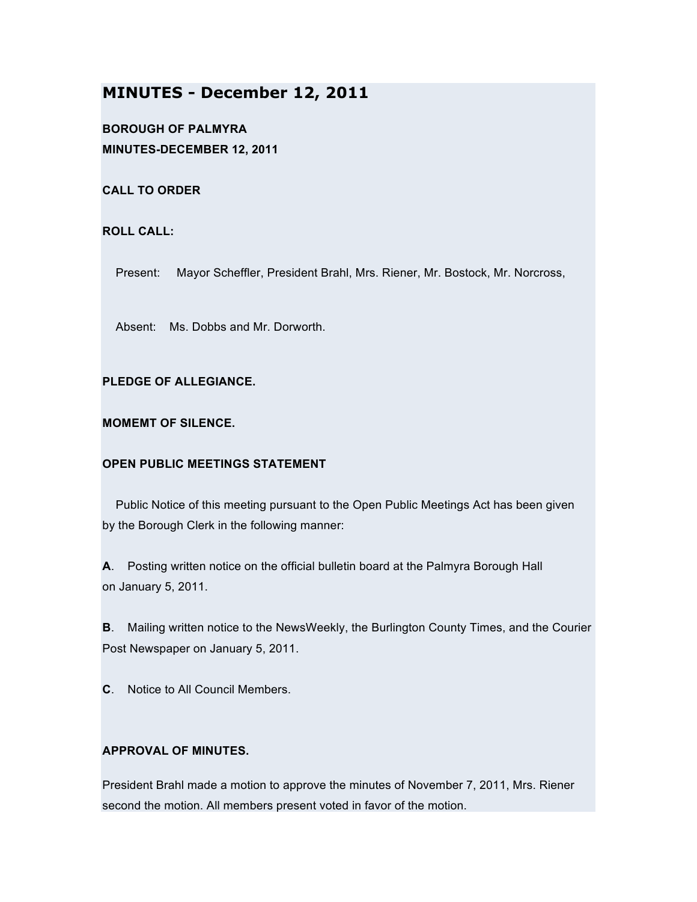# MINUTES - December 12, 2011

**BOROUGH OF PALMYRA**
**MINUTES-DECEMBER 12, 2011**

**CALL TO ORDER**

**ROLL CALL:**

Present: Mayor Scheffler, President Brahl, Mrs. Riener, Mr. Bostock, Mr. Norcross,

Absent: Ms. Dobbs and Mr. Dorworth.

**PLEDGE OF ALLEGIANCE.**

**MOMEMT OF SILENCE.**

**OPEN PUBLIC MEETINGS STATEMENT**

Public Notice of this meeting pursuant to the Open Public Meetings Act has been given by the Borough Clerk in the following manner:

**A**. Posting written notice on the official bulletin board at the Palmyra Borough Hall on January 5, 2011.

**B**. Mailing written notice to the NewsWeekly, the Burlington County Times, and the Courier Post Newspaper on January 5, 2011.

**C**. Notice to All Council Members.

**APPROVAL OF MINUTES.**

President Brahl made a motion to approve the minutes of November 7, 2011, Mrs. Riener second the motion. All members present voted in favor of the motion.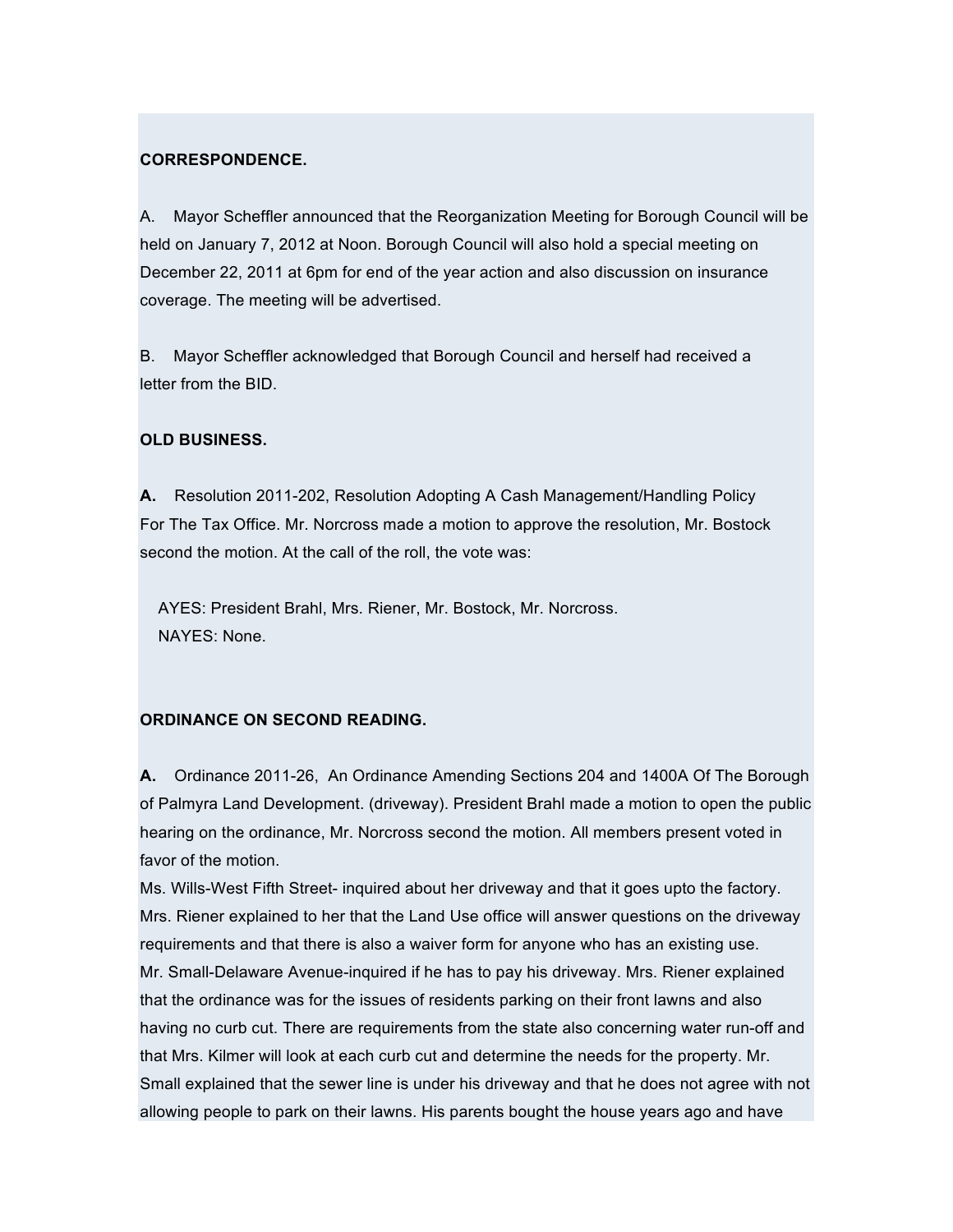**CORRESPONDENCE.**

A. Mayor Scheffler announced that the Reorganization Meeting for Borough Council will be held on January 7, 2012 at Noon. Borough Council will also hold a special meeting on December 22, 2011 at 6pm for end of the year action and also discussion on insurance coverage. The meeting will be advertised.

B. Mayor Scheffler acknowledged that Borough Council and herself had received a letter from the BID.

**OLD BUSINESS.**

**A.** Resolution 2011-202, Resolution Adopting A Cash Management/Handling Policy For The Tax Office. Mr. Norcross made a motion to approve the resolution, Mr. Bostock second the motion. At the call of the roll, the vote was:

AYES: President Brahl, Mrs. Riener, Mr. Bostock, Mr. Norcross.
NAYES: None.

**ORDINANCE ON SECOND READING.**

**A.** Ordinance 2011-26, An Ordinance Amending Sections 204 and 1400A Of The Borough of Palmyra Land Development. (driveway). President Brahl made a motion to open the public hearing on the ordinance, Mr. Norcross second the motion. All members present voted in favor of the motion.

Ms. Wills-West Fifth Street- inquired about her driveway and that it goes upto the factory. Mrs. Riener explained to her that the Land Use office will answer questions on the driveway requirements and that there is also a waiver form for anyone who has an existing use.

Mr. Small-Delaware Avenue-inquired if he has to pay his driveway. Mrs. Riener explained that the ordinance was for the issues of residents parking on their front lawns and also having no curb cut. There are requirements from the state also concerning water run-off and that Mrs. Kilmer will look at each curb cut and determine the needs for the property. Mr. Small explained that the sewer line is under his driveway and that he does not agree with not allowing people to park on their lawns. His parents bought the house years ago and have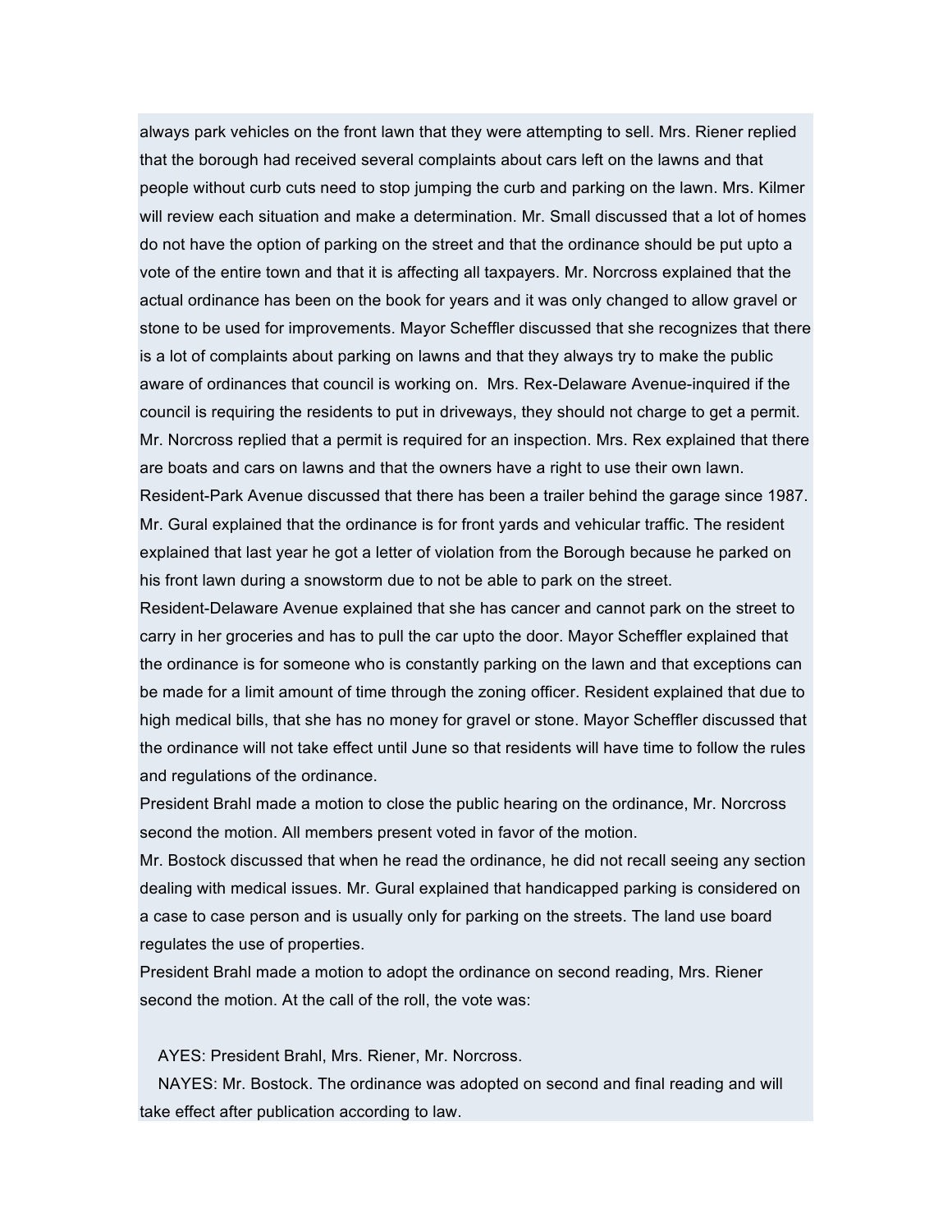always park vehicles on the front lawn that they were attempting to sell. Mrs. Riener replied that the borough had received several complaints about cars left on the lawns and that people without curb cuts need to stop jumping the curb and parking on the lawn. Mrs. Kilmer will review each situation and make a determination. Mr. Small discussed that a lot of homes do not have the option of parking on the street and that the ordinance should be put upto a vote of the entire town and that it is affecting all taxpayers. Mr. Norcross explained that the actual ordinance has been on the book for years and it was only changed to allow gravel or stone to be used for improvements. Mayor Scheffler discussed that she recognizes that there is a lot of complaints about parking on lawns and that they always try to make the public aware of ordinances that council is working on. Mrs. Rex-Delaware Avenue-inquired if the council is requiring the residents to put in driveways, they should not charge to get a permit. Mr. Norcross replied that a permit is required for an inspection. Mrs. Rex explained that there are boats and cars on lawns and that the owners have a right to use their own lawn. Resident-Park Avenue discussed that there has been a trailer behind the garage since 1987. Mr. Gural explained that the ordinance is for front yards and vehicular traffic. The resident explained that last year he got a letter of violation from the Borough because he parked on his front lawn during a snowstorm due to not be able to park on the street.

Resident-Delaware Avenue explained that she has cancer and cannot park on the street to carry in her groceries and has to pull the car upto the door. Mayor Scheffler explained that the ordinance is for someone who is constantly parking on the lawn and that exceptions can be made for a limit amount of time through the zoning officer. Resident explained that due to high medical bills, that she has no money for gravel or stone. Mayor Scheffler discussed that the ordinance will not take effect until June so that residents will have time to follow the rules and regulations of the ordinance.

President Brahl made a motion to close the public hearing on the ordinance, Mr. Norcross second the motion. All members present voted in favor of the motion.

Mr. Bostock discussed that when he read the ordinance, he did not recall seeing any section dealing with medical issues. Mr. Gural explained that handicapped parking is considered on a case to case person and is usually only for parking on the streets. The land use board regulates the use of properties.

President Brahl made a motion to adopt the ordinance on second reading, Mrs. Riener second the motion. At the call of the roll, the vote was:

AYES: President Brahl, Mrs. Riener, Mr. Norcross.

NAYES: Mr. Bostock. The ordinance was adopted on second and final reading and will take effect after publication according to law.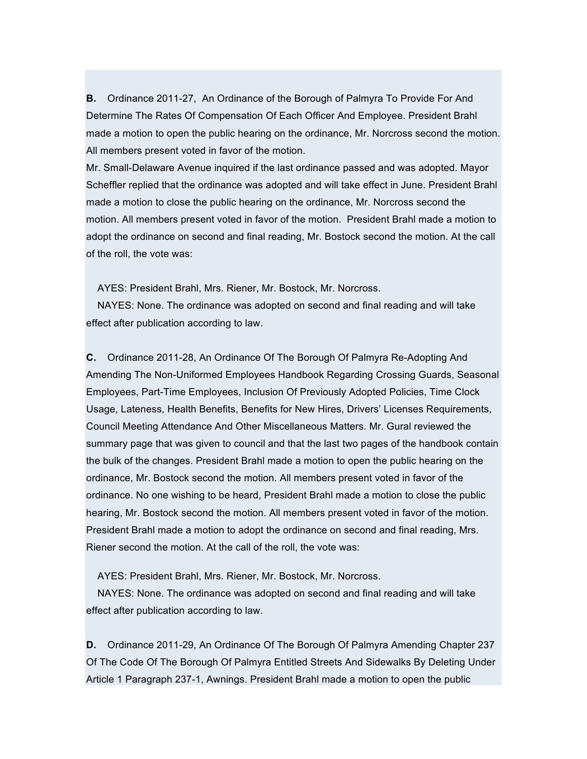**B.** Ordinance 2011-27, An Ordinance of the Borough of Palmyra To Provide For And Determine The Rates Of Compensation Of Each Officer And Employee. President Brahl made a motion to open the public hearing on the ordinance, Mr. Norcross second the motion. All members present voted in favor of the motion.
Mr. Small-Delaware Avenue inquired if the last ordinance passed and was adopted. Mayor Scheffler replied that the ordinance was adopted and will take effect in June. President Brahl made a motion to close the public hearing on the ordinance, Mr. Norcross second the motion. All members present voted in favor of the motion. President Brahl made a motion to adopt the ordinance on second and final reading, Mr. Bostock second the motion. At the call of the roll, the vote was:

AYES: President Brahl, Mrs. Riener, Mr. Bostock, Mr. Norcross.
NAYES: None. The ordinance was adopted on second and final reading and will take effect after publication according to law.

**C.** Ordinance 2011-28, An Ordinance Of The Borough Of Palmyra Re-Adopting And Amending The Non-Uniformed Employees Handbook Regarding Crossing Guards, Seasonal Employees, Part-Time Employees, Inclusion Of Previously Adopted Policies, Time Clock Usage, Lateness, Health Benefits, Benefits for New Hires, Drivers' Licenses Requirements, Council Meeting Attendance And Other Miscellaneous Matters. Mr. Gural reviewed the summary page that was given to council and that the last two pages of the handbook contain the bulk of the changes. President Brahl made a motion to open the public hearing on the ordinance, Mr. Bostock second the motion. All members present voted in favor of the ordinance. No one wishing to be heard, President Brahl made a motion to close the public hearing, Mr. Bostock second the motion. All members present voted in favor of the motion. President Brahl made a motion to adopt the ordinance on second and final reading, Mrs. Riener second the motion. At the call of the roll, the vote was:

AYES: President Brahl, Mrs. Riener, Mr. Bostock, Mr. Norcross.
NAYES: None. The ordinance was adopted on second and final reading and will take effect after publication according to law.

**D.** Ordinance 2011-29, An Ordinance Of The Borough Of Palmyra Amending Chapter 237 Of The Code Of The Borough Of Palmyra Entitled Streets And Sidewalks By Deleting Under Article 1 Paragraph 237-1, Awnings. President Brahl made a motion to open the public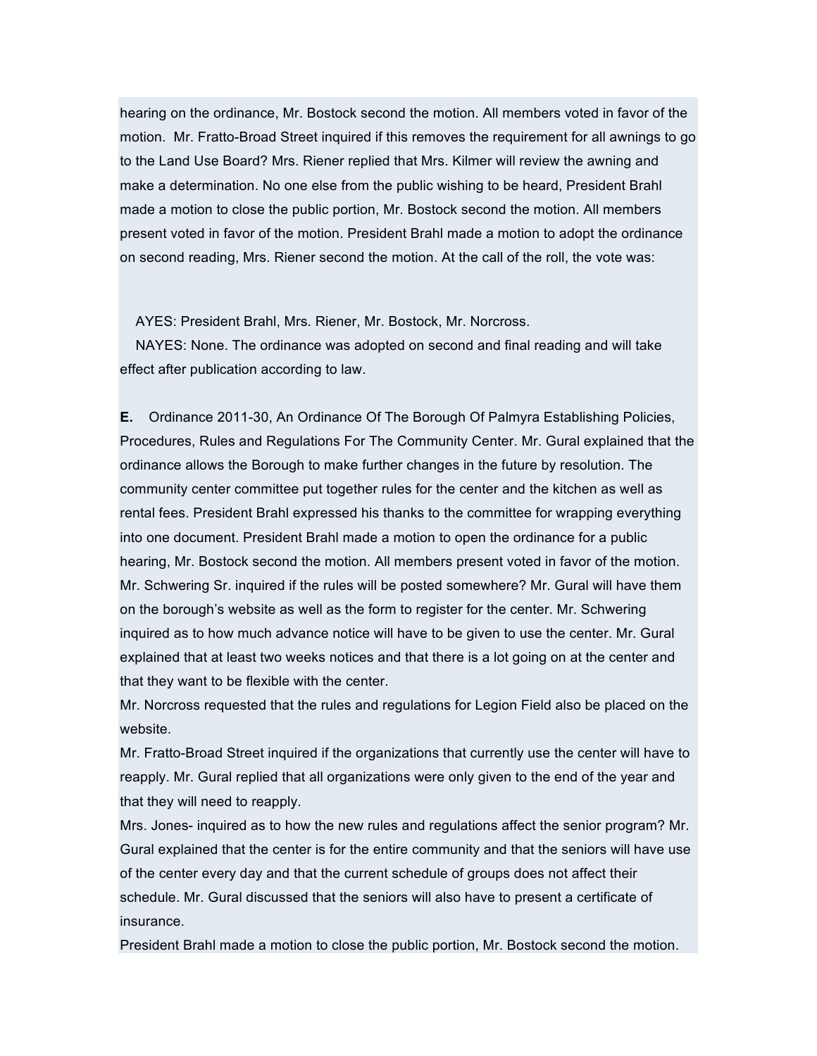hearing on the ordinance, Mr. Bostock second the motion. All members voted in favor of the motion. Mr. Fratto-Broad Street inquired if this removes the requirement for all awnings to go to the Land Use Board? Mrs. Riener replied that Mrs. Kilmer will review the awning and make a determination. No one else from the public wishing to be heard, President Brahl made a motion to close the public portion, Mr. Bostock second the motion. All members present voted in favor of the motion. President Brahl made a motion to adopt the ordinance on second reading, Mrs. Riener second the motion. At the call of the roll, the vote was:

AYES: President Brahl, Mrs. Riener, Mr. Bostock, Mr. Norcross.
NAYES: None. The ordinance was adopted on second and final reading and will take effect after publication according to law.

**E.** Ordinance 2011-30, An Ordinance Of The Borough Of Palmyra Establishing Policies, Procedures, Rules and Regulations For The Community Center. Mr. Gural explained that the ordinance allows the Borough to make further changes in the future by resolution. The community center committee put together rules for the center and the kitchen as well as rental fees. President Brahl expressed his thanks to the committee for wrapping everything into one document. President Brahl made a motion to open the ordinance for a public hearing, Mr. Bostock second the motion. All members present voted in favor of the motion. Mr. Schwering Sr. inquired if the rules will be posted somewhere? Mr. Gural will have them on the borough's website as well as the form to register for the center. Mr. Schwering inquired as to how much advance notice will have to be given to use the center. Mr. Gural explained that at least two weeks notices and that there is a lot going on at the center and that they want to be flexible with the center.
Mr. Norcross requested that the rules and regulations for Legion Field also be placed on the website.
Mr. Fratto-Broad Street inquired if the organizations that currently use the center will have to reapply. Mr. Gural replied that all organizations were only given to the end of the year and that they will need to reapply.
Mrs. Jones- inquired as to how the new rules and regulations affect the senior program? Mr. Gural explained that the center is for the entire community and that the seniors will have use of the center every day and that the current schedule of groups does not affect their schedule. Mr. Gural discussed that the seniors will also have to present a certificate of insurance.
President Brahl made a motion to close the public portion, Mr. Bostock second the motion.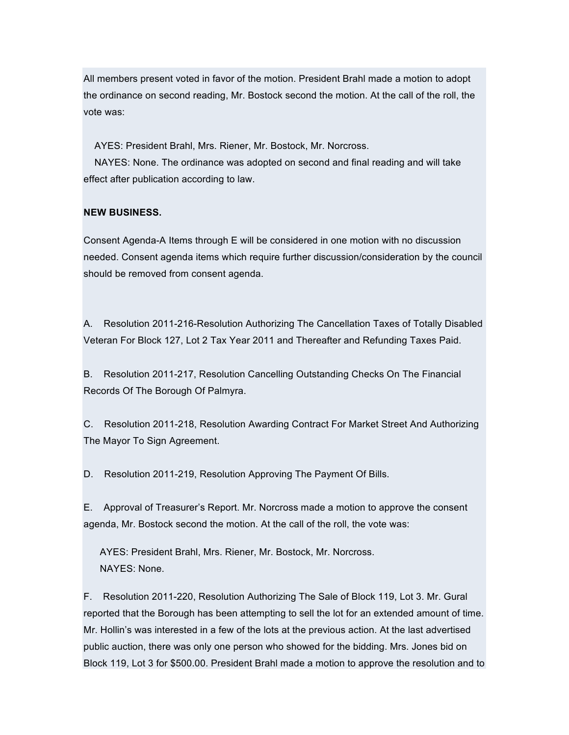All members present voted in favor of the motion. President Brahl made a motion to adopt the ordinance on second reading, Mr. Bostock second the motion. At the call of the roll, the vote was:

AYES: President Brahl, Mrs. Riener, Mr. Bostock, Mr. Norcross.
NAYES: None. The ordinance was adopted on second and final reading and will take effect after publication according to law.

**NEW BUSINESS.**

Consent Agenda-A Items through E will be considered in one motion with no discussion needed. Consent agenda items which require further discussion/consideration by the council should be removed from consent agenda.

A. Resolution 2011-216-Resolution Authorizing The Cancellation Taxes of Totally Disabled Veteran For Block 127, Lot 2 Tax Year 2011 and Thereafter and Refunding Taxes Paid.

B. Resolution 2011-217, Resolution Cancelling Outstanding Checks On The Financial Records Of The Borough Of Palmyra.

C. Resolution 2011-218, Resolution Awarding Contract For Market Street And Authorizing The Mayor To Sign Agreement.

D. Resolution 2011-219, Resolution Approving The Payment Of Bills.

E. Approval of Treasurer's Report. Mr. Norcross made a motion to approve the consent agenda, Mr. Bostock second the motion. At the call of the roll, the vote was:

AYES: President Brahl, Mrs. Riener, Mr. Bostock, Mr. Norcross.
NAYES: None.

F. Resolution 2011-220, Resolution Authorizing The Sale of Block 119, Lot 3. Mr. Gural reported that the Borough has been attempting to sell the lot for an extended amount of time. Mr. Hollin's was interested in a few of the lots at the previous action. At the last advertised public auction, there was only one person who showed for the bidding. Mrs. Jones bid on Block 119, Lot 3 for $500.00. President Brahl made a motion to approve the resolution and to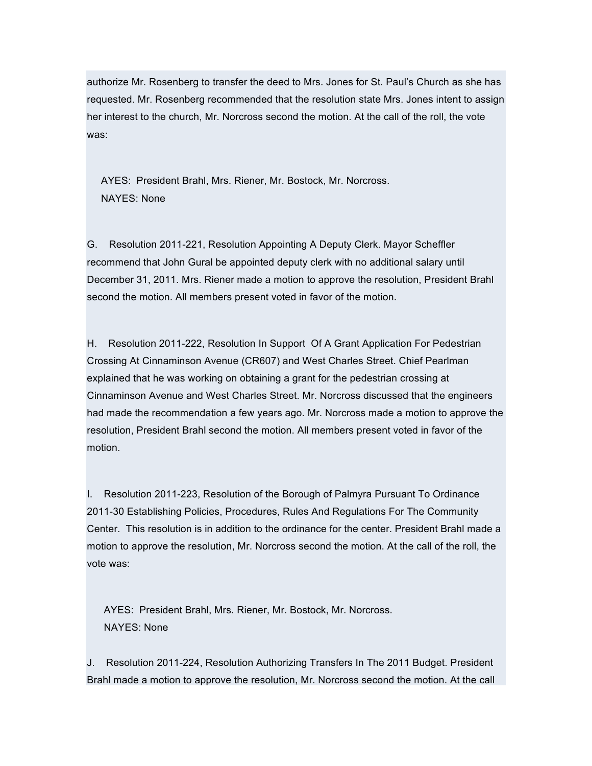authorize Mr. Rosenberg to transfer the deed to Mrs. Jones for St. Paul's Church as she has requested. Mr. Rosenberg recommended that the resolution state Mrs. Jones intent to assign her interest to the church, Mr. Norcross second the motion. At the call of the roll, the vote was:

AYES: President Brahl, Mrs. Riener, Mr. Bostock, Mr. Norcross.
NAYES: None

G. Resolution 2011-221, Resolution Appointing A Deputy Clerk. Mayor Scheffler recommend that John Gural be appointed deputy clerk with no additional salary until December 31, 2011. Mrs. Riener made a motion to approve the resolution, President Brahl second the motion. All members present voted in favor of the motion.

H. Resolution 2011-222, Resolution In Support Of A Grant Application For Pedestrian Crossing At Cinnaminson Avenue (CR607) and West Charles Street. Chief Pearlman explained that he was working on obtaining a grant for the pedestrian crossing at Cinnaminson Avenue and West Charles Street. Mr. Norcross discussed that the engineers had made the recommendation a few years ago. Mr. Norcross made a motion to approve the resolution, President Brahl second the motion. All members present voted in favor of the motion.

I. Resolution 2011-223, Resolution of the Borough of Palmyra Pursuant To Ordinance 2011-30 Establishing Policies, Procedures, Rules And Regulations For The Community Center. This resolution is in addition to the ordinance for the center. President Brahl made a motion to approve the resolution, Mr. Norcross second the motion. At the call of the roll, the vote was:

AYES: President Brahl, Mrs. Riener, Mr. Bostock, Mr. Norcross.
NAYES: None

J. Resolution 2011-224, Resolution Authorizing Transfers In The 2011 Budget. President Brahl made a motion to approve the resolution, Mr. Norcross second the motion. At the call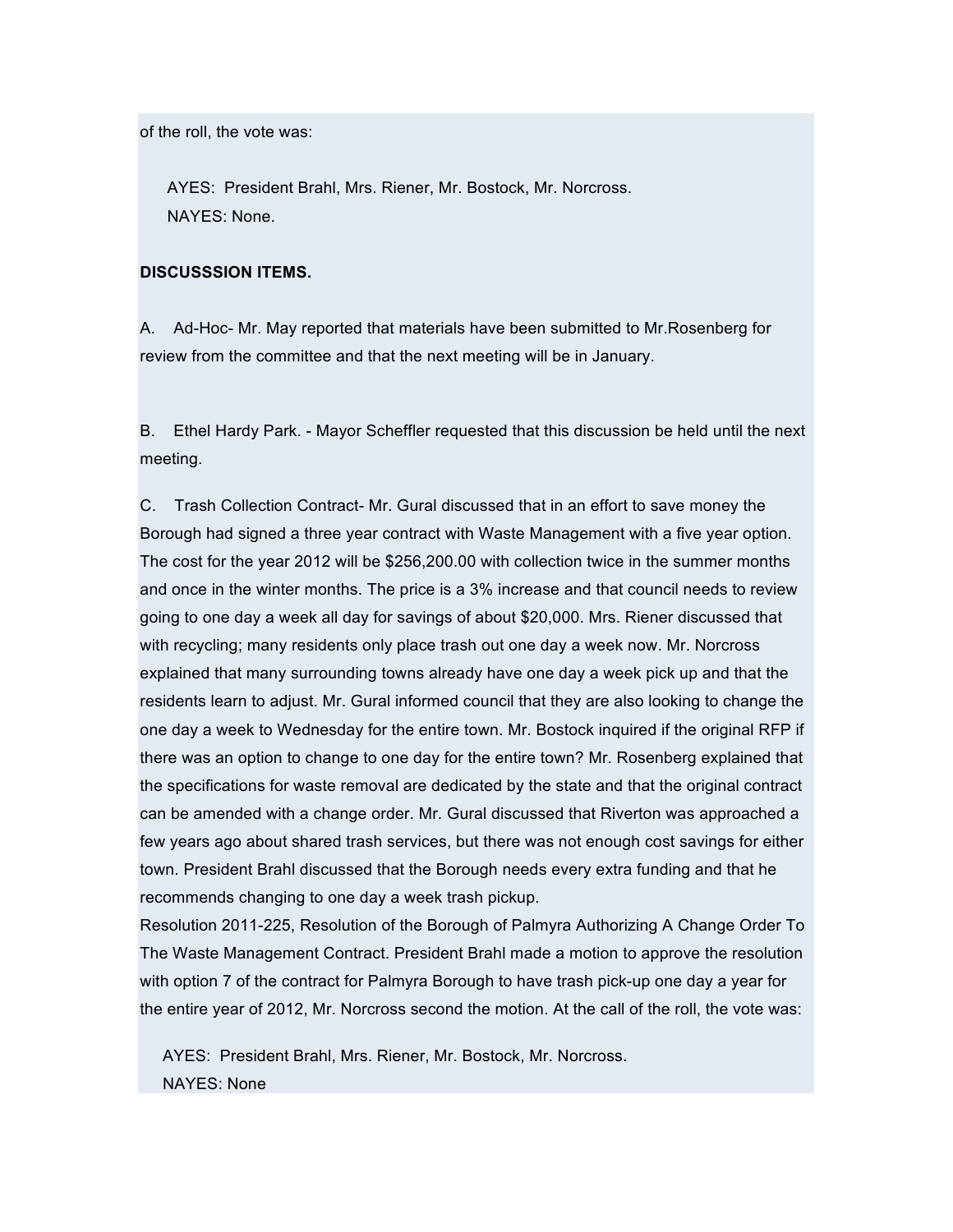of the roll, the vote was:

AYES: President Brahl, Mrs. Riener, Mr. Bostock, Mr. Norcross.
NAYES: None.

**DISCUSSSION ITEMS.**

A. Ad-Hoc- Mr. May reported that materials have been submitted to Mr.Rosenberg for review from the committee and that the next meeting will be in January.

B. Ethel Hardy Park. - Mayor Scheffler requested that this discussion be held until the next meeting.

C. Trash Collection Contract- Mr. Gural discussed that in an effort to save money the Borough had signed a three year contract with Waste Management with a five year option. The cost for the year 2012 will be $256,200.00 with collection twice in the summer months and once in the winter months. The price is a 3% increase and that council needs to review going to one day a week all day for savings of about $20,000. Mrs. Riener discussed that with recycling; many residents only place trash out one day a week now. Mr. Norcross explained that many surrounding towns already have one day a week pick up and that the residents learn to adjust. Mr. Gural informed council that they are also looking to change the one day a week to Wednesday for the entire town. Mr. Bostock inquired if the original RFP if there was an option to change to one day for the entire town? Mr. Rosenberg explained that the specifications for waste removal are dedicated by the state and that the original contract can be amended with a change order. Mr. Gural discussed that Riverton was approached a few years ago about shared trash services, but there was not enough cost savings for either town. President Brahl discussed that the Borough needs every extra funding and that he recommends changing to one day a week trash pickup.
Resolution 2011-225, Resolution of the Borough of Palmyra Authorizing A Change Order To The Waste Management Contract. President Brahl made a motion to approve the resolution with option 7 of the contract for Palmyra Borough to have trash pick-up one day a year for the entire year of 2012, Mr. Norcross second the motion. At the call of the roll, the vote was:

AYES: President Brahl, Mrs. Riener, Mr. Bostock, Mr. Norcross.
NAYES: None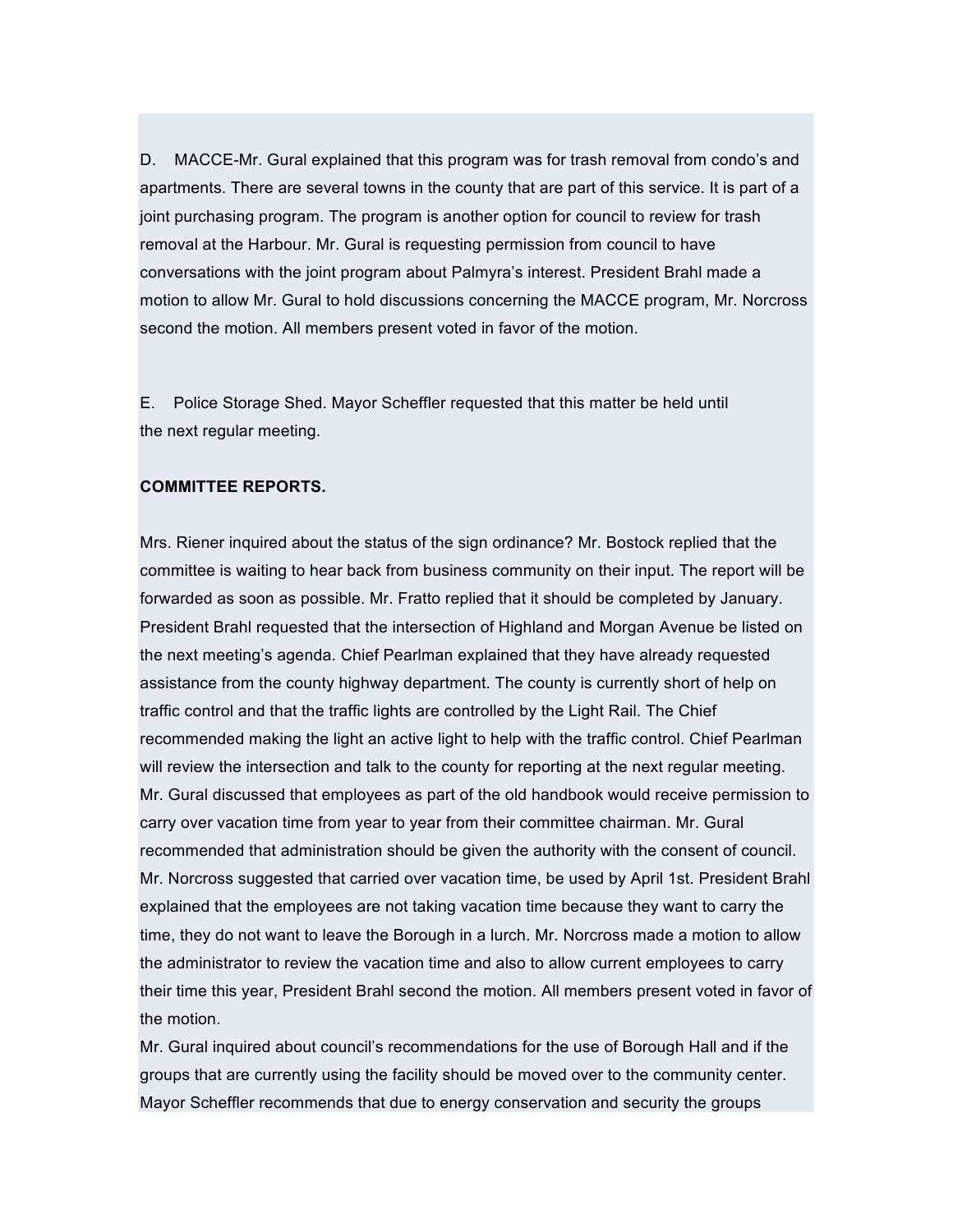D. MACCE-Mr. Gural explained that this program was for trash removal from condo's and apartments. There are several towns in the county that are part of this service. It is part of a joint purchasing program. The program is another option for council to review for trash removal at the Harbour. Mr. Gural is requesting permission from council to have conversations with the joint program about Palmyra's interest. President Brahl made a motion to allow Mr. Gural to hold discussions concerning the MACCE program, Mr. Norcross second the motion. All members present voted in favor of the motion.

E. Police Storage Shed. Mayor Scheffler requested that this matter be held until the next regular meeting.

**COMMITTEE REPORTS.**

Mrs. Riener inquired about the status of the sign ordinance? Mr. Bostock replied that the committee is waiting to hear back from business community on their input. The report will be forwarded as soon as possible. Mr. Fratto replied that it should be completed by January. President Brahl requested that the intersection of Highland and Morgan Avenue be listed on the next meeting's agenda. Chief Pearlman explained that they have already requested assistance from the county highway department. The county is currently short of help on traffic control and that the traffic lights are controlled by the Light Rail. The Chief recommended making the light an active light to help with the traffic control. Chief Pearlman will review the intersection and talk to the county for reporting at the next regular meeting. Mr. Gural discussed that employees as part of the old handbook would receive permission to carry over vacation time from year to year from their committee chairman. Mr. Gural recommended that administration should be given the authority with the consent of council. Mr. Norcross suggested that carried over vacation time, be used by April 1st. President Brahl explained that the employees are not taking vacation time because they want to carry the time, they do not want to leave the Borough in a lurch. Mr. Norcross made a motion to allow the administrator to review the vacation time and also to allow current employees to carry their time this year, President Brahl second the motion. All members present voted in favor of the motion.
Mr. Gural inquired about council's recommendations for the use of Borough Hall and if the groups that are currently using the facility should be moved over to the community center. Mayor Scheffler recommends that due to energy conservation and security the groups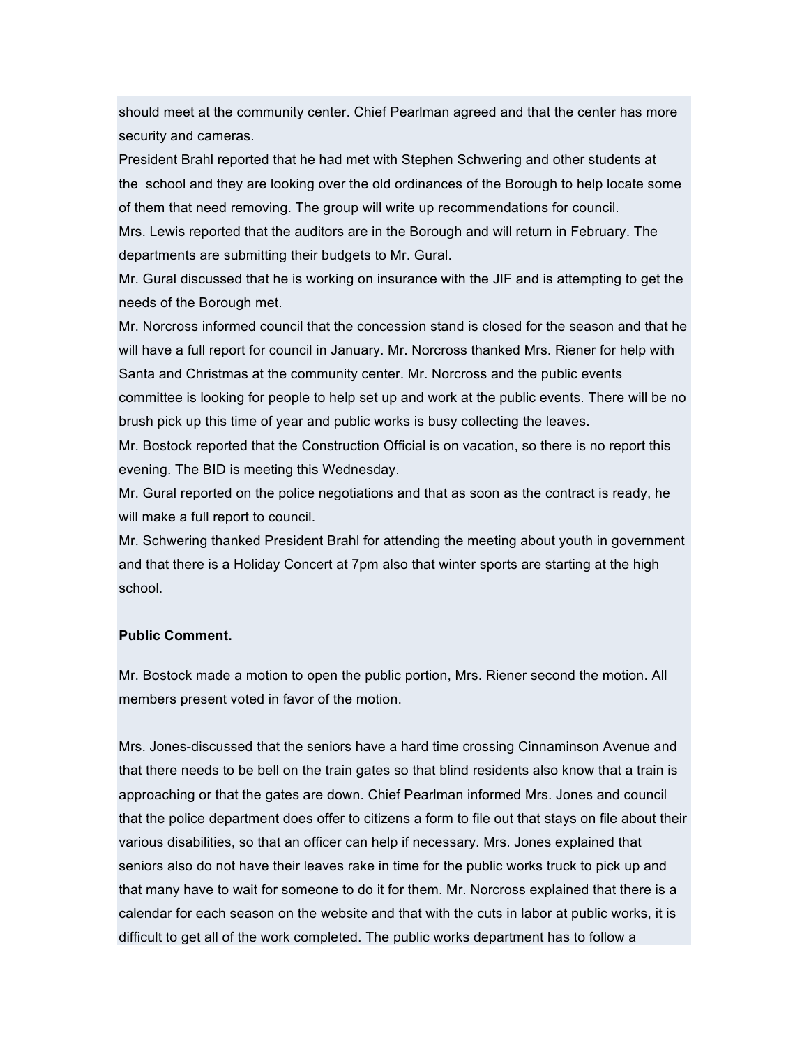should meet at the community center. Chief Pearlman agreed and that the center has more security and cameras.

President Brahl reported that he had met with Stephen Schwering and other students at the school and they are looking over the old ordinances of the Borough to help locate some of them that need removing. The group will write up recommendations for council.

Mrs. Lewis reported that the auditors are in the Borough and will return in February. The departments are submitting their budgets to Mr. Gural.

Mr. Gural discussed that he is working on insurance with the JIF and is attempting to get the needs of the Borough met.

Mr. Norcross informed council that the concession stand is closed for the season and that he will have a full report for council in January. Mr. Norcross thanked Mrs. Riener for help with Santa and Christmas at the community center. Mr. Norcross and the public events committee is looking for people to help set up and work at the public events. There will be no brush pick up this time of year and public works is busy collecting the leaves.

Mr. Bostock reported that the Construction Official is on vacation, so there is no report this evening. The BID is meeting this Wednesday.

Mr. Gural reported on the police negotiations and that as soon as the contract is ready, he will make a full report to council.

Mr. Schwering thanked President Brahl for attending the meeting about youth in government and that there is a Holiday Concert at 7pm also that winter sports are starting at the high school.

**Public Comment.**

Mr. Bostock made a motion to open the public portion, Mrs. Riener second the motion. All members present voted in favor of the motion.

Mrs. Jones-discussed that the seniors have a hard time crossing Cinnaminson Avenue and that there needs to be bell on the train gates so that blind residents also know that a train is approaching or that the gates are down. Chief Pearlman informed Mrs. Jones and council that the police department does offer to citizens a form to file out that stays on file about their various disabilities, so that an officer can help if necessary. Mrs. Jones explained that seniors also do not have their leaves rake in time for the public works truck to pick up and that many have to wait for someone to do it for them. Mr. Norcross explained that there is a calendar for each season on the website and that with the cuts in labor at public works, it is difficult to get all of the work completed. The public works department has to follow a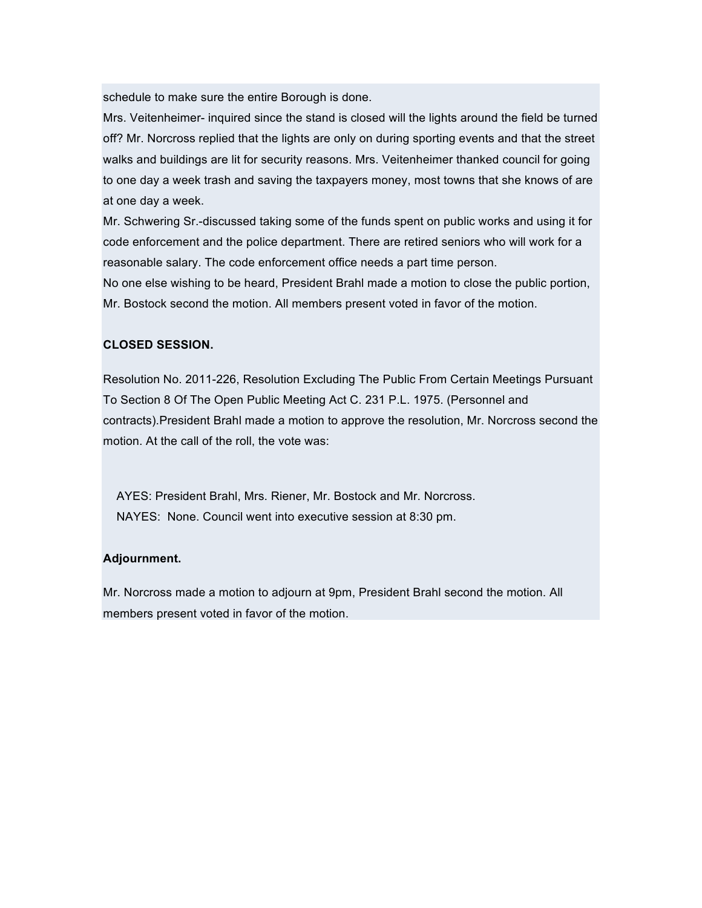schedule to make sure the entire Borough is done.

Mrs. Veitenheimer- inquired since the stand is closed will the lights around the field be turned off? Mr. Norcross replied that the lights are only on during sporting events and that the street walks and buildings are lit for security reasons. Mrs. Veitenheimer thanked council for going to one day a week trash and saving the taxpayers money, most towns that she knows of are at one day a week.

Mr. Schwering Sr.-discussed taking some of the funds spent on public works and using it for code enforcement and the police department. There are retired seniors who will work for a reasonable salary. The code enforcement office needs a part time person.

No one else wishing to be heard, President Brahl made a motion to close the public portion, Mr. Bostock second the motion. All members present voted in favor of the motion.

**CLOSED SESSION.**

Resolution No. 2011-226, Resolution Excluding The Public From Certain Meetings Pursuant To Section 8 Of The Open Public Meeting Act C. 231 P.L. 1975. (Personnel and contracts).President Brahl made a motion to approve the resolution, Mr. Norcross second the motion. At the call of the roll, the vote was:

AYES: President Brahl, Mrs. Riener, Mr. Bostock and Mr. Norcross.

NAYES: None. Council went into executive session at 8:30 pm.

**Adjournment.**

Mr. Norcross made a motion to adjourn at 9pm, President Brahl second the motion. All members present voted in favor of the motion.